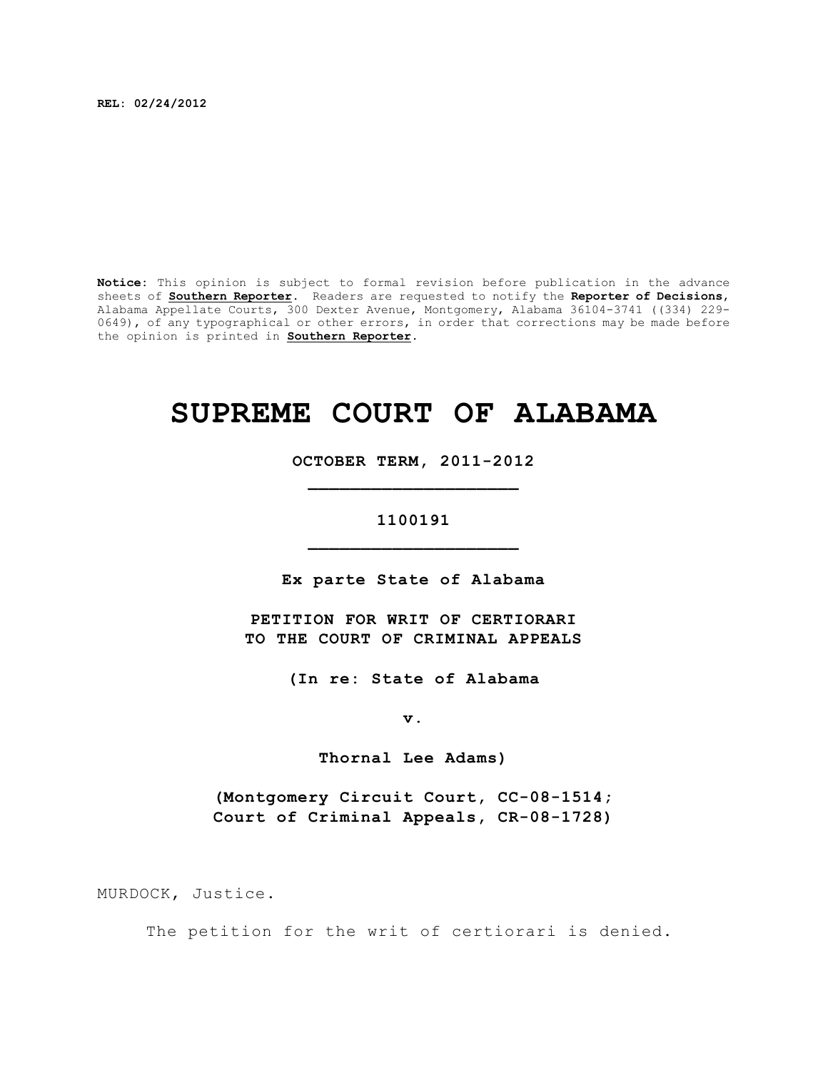**REL: 02/24/2012**

**Notice:** This opinion is subject to formal revision before publication in the advance sheets of **Southern Reporter**. Readers are requested to notify the **Reporter of Decisions**, Alabama Appellate Courts, 300 Dexter Avenue, Montgomery, Alabama 36104-3741 ((334) 229-0649), of any typographical or other errors, in order that corrections may be made before the opinion is printed in **Southern Reporter**.

# SUPREME COURT OF ALABAMA

**OCTOBER TERM, 2011-2012**

**_________________________**

**1100191**

**_________________________**

**Ex parte State of Alabama**

**PETITION FOR WRIT OF CERTIORARI TO THE COURT OF CRIMINAL APPEALS**

**(In re: State of Alabama**

**v.**

**Thornal Lee Adams)**

**(Montgomery Circuit Court, CC-08-1514; Court of Criminal Appeals, CR-08-1728)**

MURDOCK, Justice.

The petition for the writ of certiorari is denied.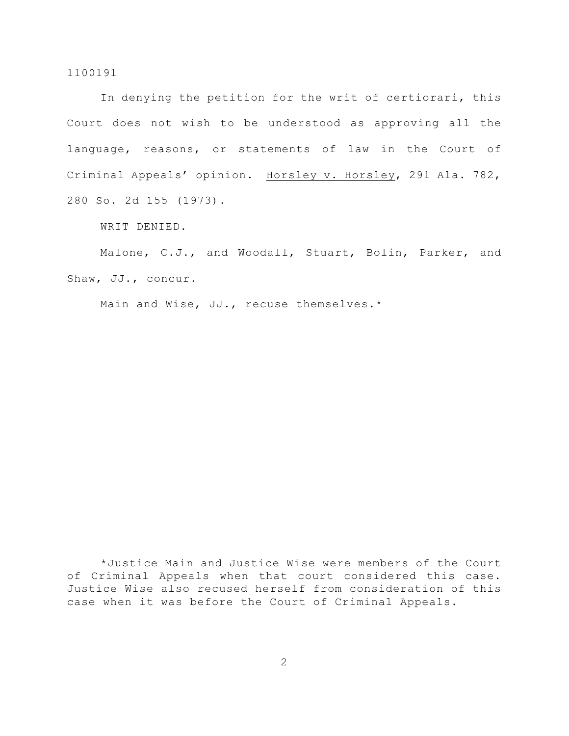1100191

In denying the petition for the writ of certiorari, this Court does not wish to be understood as approving all the language, reasons, or statements of law in the Court of Criminal Appeals' opinion. Horsley v. Horsley, 291 Ala. 782, 280 So. 2d 155 (1973).

WRIT DENIED.

Malone, C.J., and Woodall, Stuart, Bolin, Parker, and Shaw, JJ., concur.

Main and Wise, JJ., recuse themselves.*

*Justice Main and Justice Wise were members of the Court of Criminal Appeals when that court considered this case. Justice Wise also recused herself from consideration of this case when it was before the Court of Criminal Appeals.